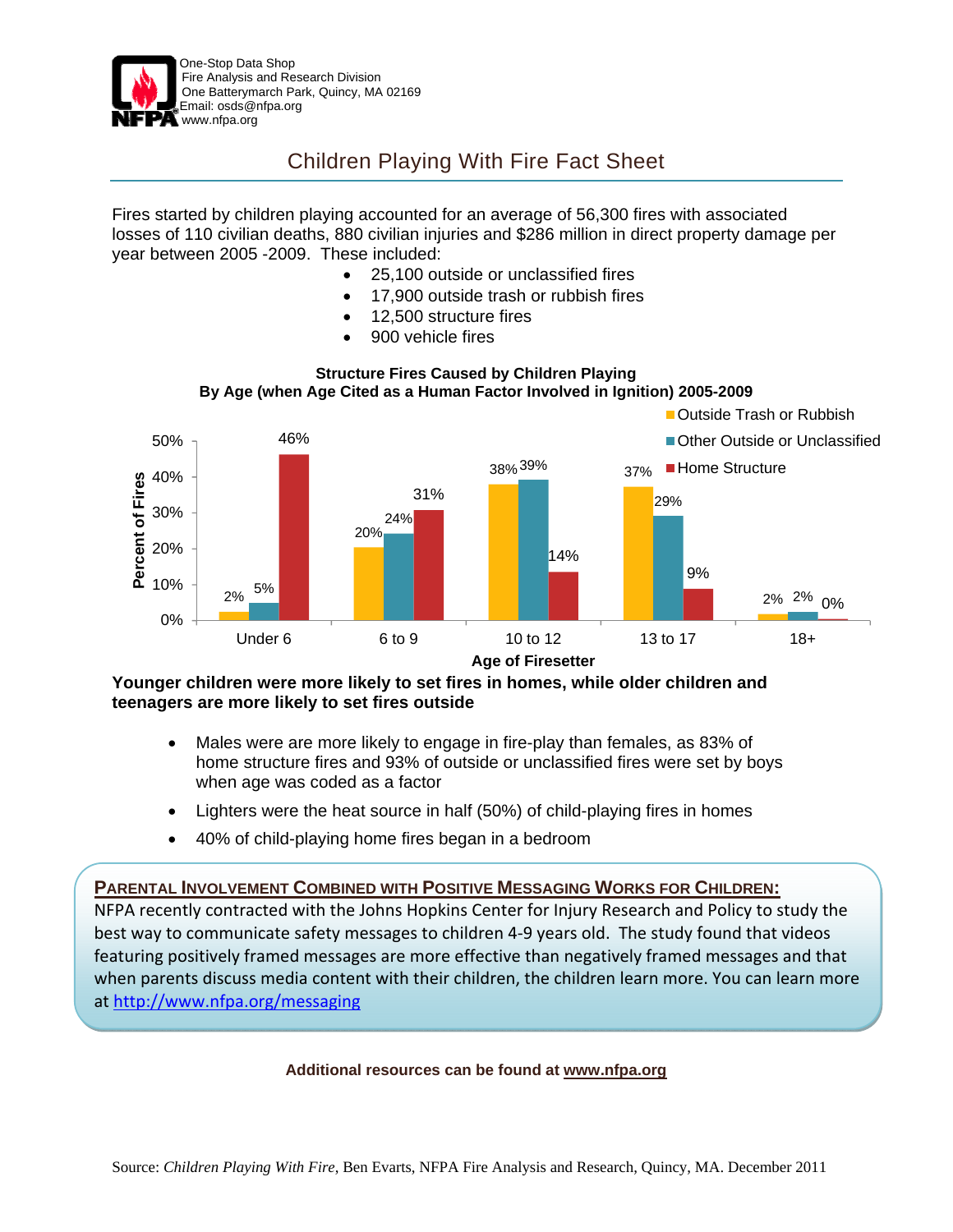One-Stop Data Shop
Fire Analysis and Research Division
One Batterymarch Park, Quincy, MA 02169
Email: osds@nfpa.org
www.nfpa.org

# Children Playing With Fire Fact Sheet

Fires started by children playing accounted for an average of 56,300 fires with associated losses of 110 civilian deaths, 880 civilian injuries and $286 million in direct property damage per year between 2005 -2009. These included:

- 25,100 outside or unclassified fires
- 17,900 outside trash or rubbish fires
- 12,500 structure fires
- 900 vehicle fires

**Structure Fires Caused by Children Playing**
**By Age (when Age Cited as a Human Factor Involved in Ignition) 2005-2009**

| Age of Firesetter | Outside Trash or Rubbish | Other Outside or Unclassified | Home Structure |
|---|---|---|---|
| Under 6 | 2% | 5% | 46% |
| 6 to 9 | 20% | 24% | 31% |
| 10 to 12 | 38% | 39% | 14% |
| 13 to 17 | 37% | 29% | 9% |
| 18+ | 2% | 2% | 0% |

**Younger children were more likely to set fires in homes, while older children and teenagers are more likely to set fires outside**

- Males were are more likely to engage in fire-play than females, as 83% of home structure fires and 93% of outside or unclassified fires were set by boys when age was coded as a factor
- Lighters were the heat source in half (50%) of child-playing fires in homes
- 40% of child-playing home fires began in a bedroom

**PARENTAL INVOLVEMENT COMBINED WITH POSITIVE MESSAGING WORKS FOR CHILDREN:**

NFPA recently contracted with the Johns Hopkins Center for Injury Research and Policy to study the best way to communicate safety messages to children 4-9 years old. The study found that videos featuring positively framed messages are more effective than negatively framed messages and that when parents discuss media content with their children, the children learn more. You can learn more at http://www.nfpa.org/messaging

**Additional resources can be found at www.nfpa.org**

Source: *Children Playing With Fire*, Ben Evarts, NFPA Fire Analysis and Research, Quincy, MA. December 2011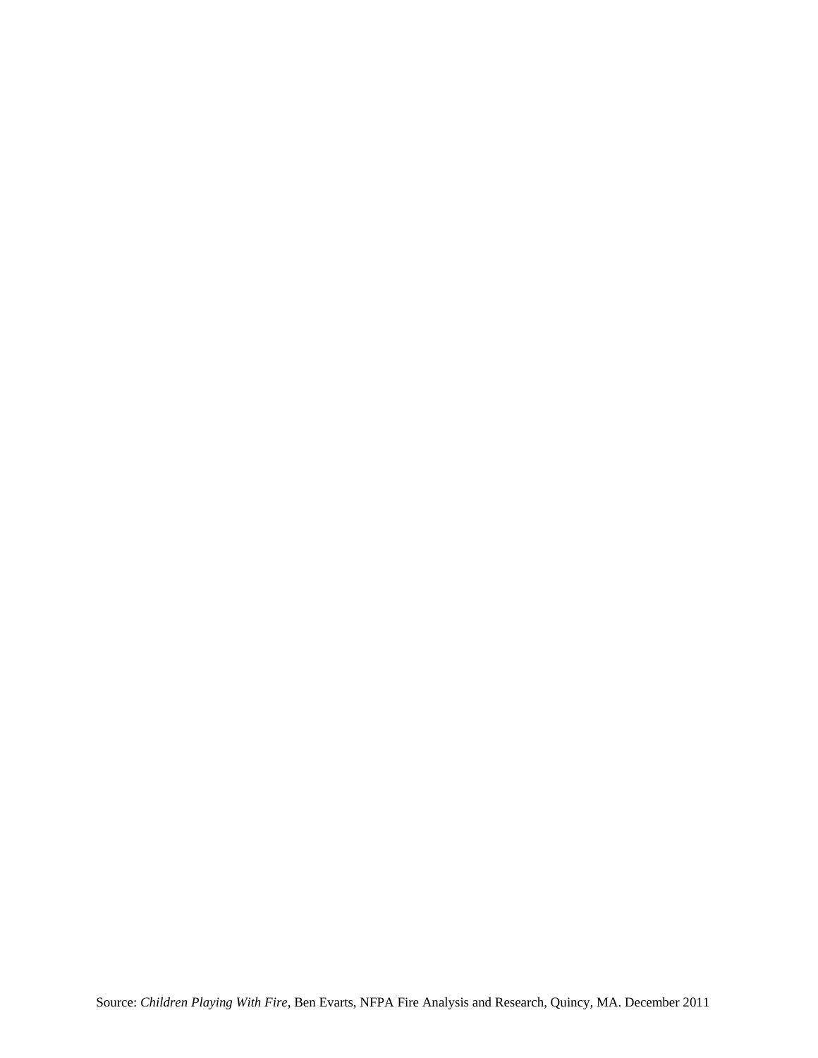Source: *Children Playing With Fire*, Ben Evarts, NFPA Fire Analysis and Research, Quincy, MA. December 2011